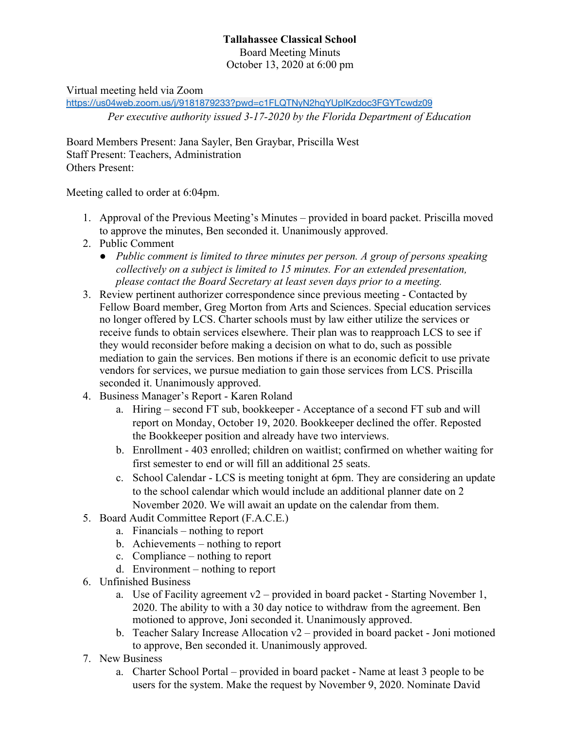**Tallahassee Classical School**
Board Meeting Minuts
October 13, 2020 at 6:00 pm

Virtual meeting held via Zoom
https://us04web.zoom.us/j/9181879233?pwd=c1FLQTNyN2hqYUplKzdoc3FGYTcwdz09
*Per executive authority issued 3-17-2020 by the Florida Department of Education*

Board Members Present: Jana Sayler, Ben Graybar, Priscilla West
Staff Present: Teachers, Administration
Others Present:

Meeting called to order at 6:04pm.

1. Approval of the Previous Meeting's Minutes – provided in board packet. Priscilla moved to approve the minutes, Ben seconded it. Unanimously approved.
2. Public Comment
   - *Public comment is limited to three minutes per person. A group of persons speaking collectively on a subject is limited to 15 minutes. For an extended presentation, please contact the Board Secretary at least seven days prior to a meeting.*
3. Review pertinent authorizer correspondence since previous meeting - Contacted by Fellow Board member, Greg Morton from Arts and Sciences. Special education services no longer offered by LCS. Charter schools must by law either utilize the services or receive funds to obtain services elsewhere. Their plan was to reapproach LCS to see if they would reconsider before making a decision on what to do, such as possible mediation to gain the services. Ben motions if there is an economic deficit to use private vendors for services, we pursue mediation to gain those services from LCS. Priscilla seconded it. Unanimously approved.
4. Business Manager's Report - Karen Roland
   a. Hiring – second FT sub, bookkeeper - Acceptance of a second FT sub and will report on Monday, October 19, 2020. Bookkeeper declined the offer. Reposted the Bookkeeper position and already have two interviews.
   b. Enrollment - 403 enrolled; children on waitlist; confirmed on whether waiting for first semester to end or will fill an additional 25 seats.
   c. School Calendar - LCS is meeting tonight at 6pm. They are considering an update to the school calendar which would include an additional planner date on 2 November 2020. We will await an update on the calendar from them.
5. Board Audit Committee Report (F.A.C.E.)
   a. Financials – nothing to report
   b. Achievements – nothing to report
   c. Compliance – nothing to report
   d. Environment – nothing to report
6. Unfinished Business
   a. Use of Facility agreement v2 – provided in board packet - Starting November 1, 2020. The ability to with a 30 day notice to withdraw from the agreement. Ben motioned to approve, Joni seconded it. Unanimously approved.
   b. Teacher Salary Increase Allocation v2 – provided in board packet - Joni motioned to approve, Ben seconded it. Unanimously approved.
7. New Business
   a. Charter School Portal – provided in board packet - Name at least 3 people to be users for the system. Make the request by November 9, 2020. Nominate David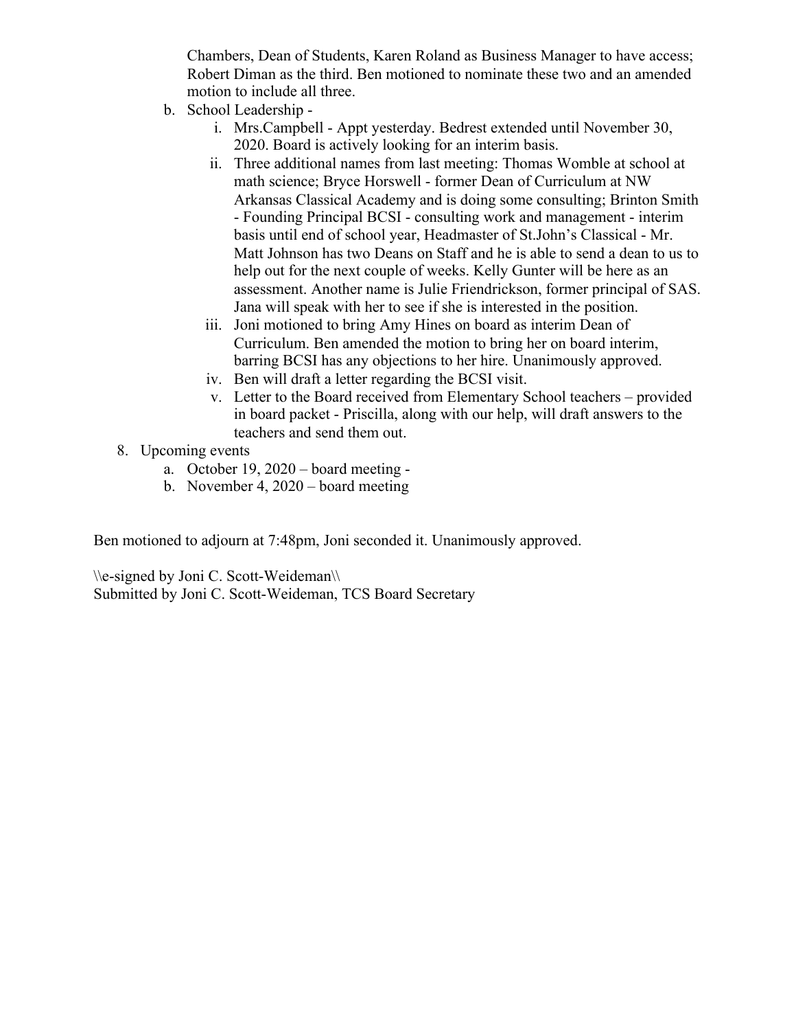Chambers, Dean of Students, Karen Roland as Business Manager to have access; Robert Diman as the third. Ben motioned to nominate these two and an amended motion to include all three.

b. School Leadership -
    i. Mrs.Campbell - Appt yesterday. Bedrest extended until November 30, 2020. Board is actively looking for an interim basis.
    ii. Three additional names from last meeting: Thomas Womble at school at math science; Bryce Horswell - former Dean of Curriculum at NW Arkansas Classical Academy and is doing some consulting; Brinton Smith - Founding Principal BCSI - consulting work and management - interim basis until end of school year, Headmaster of St.John's Classical - Mr. Matt Johnson has two Deans on Staff and he is able to send a dean to us to help out for the next couple of weeks. Kelly Gunter will be here as an assessment. Another name is Julie Friendrickson, former principal of SAS. Jana will speak with her to see if she is interested in the position.
    iii. Joni motioned to bring Amy Hines on board as interim Dean of Curriculum. Ben amended the motion to bring her on board interim, barring BCSI has any objections to her hire. Unanimously approved.
    iv. Ben will draft a letter regarding the BCSI visit.
    v. Letter to the Board received from Elementary School teachers – provided in board packet - Priscilla, along with our help, will draft answers to the teachers and send them out.

8. Upcoming events
    a. October 19, 2020 – board meeting -
    b. November 4, 2020 – board meeting

Ben motioned to adjourn at 7:48pm, Joni seconded it. Unanimously approved.

\\e-signed by Joni C. Scott-Weideman\\
Submitted by Joni C. Scott-Weideman, TCS Board Secretary